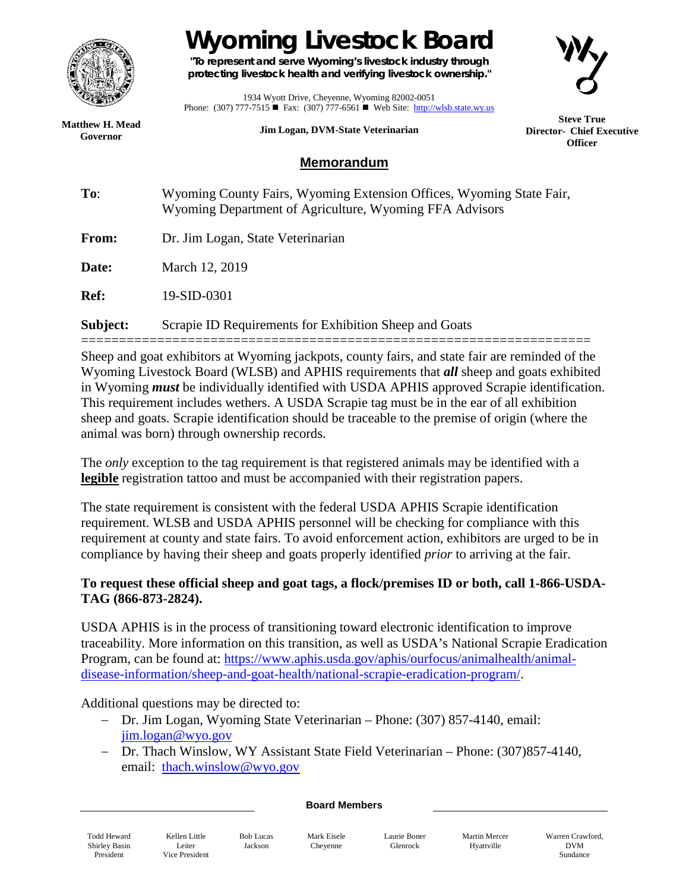# Wyoming Livestock Board

**"To represent and serve Wyoming's livestock industry through protecting livestock health and verifying livestock ownership."**

1934 Wyott Drive, Cheyenne, Wyoming 82002-0051
Phone: (307) 777-7515 ■ Fax: (307) 777-6561 ■ Web Site: http://wlsb.state.wy.us

**Matthew H. Mead**
**Governor**

**Jim Logan, DVM-State Veterinarian**

**Steve True**
**Director- Chief Executive Officer**

## Memorandum

**To**: Wyoming County Fairs, Wyoming Extension Offices, Wyoming State Fair, Wyoming Department of Agriculture, Wyoming FFA Advisors

**From:** Dr. Jim Logan, State Veterinarian

**Date:** March 12, 2019

**Ref:** 19-SID-0301

**Subject:** Scrapie ID Requirements for Exhibition Sheep and Goats

==================================================================

Sheep and goat exhibitors at Wyoming jackpots, county fairs, and state fair are reminded of the Wyoming Livestock Board (WLSB) and APHIS requirements that ***all*** sheep and goats exhibited in Wyoming ***must*** be individually identified with USDA APHIS approved Scrapie identification. This requirement includes wethers. A USDA Scrapie tag must be in the ear of all exhibition sheep and goats. Scrapie identification should be traceable to the premise of origin (where the animal was born) through ownership records.

The *only* exception to the tag requirement is that registered animals may be identified with a **legible** registration tattoo and must be accompanied with their registration papers.

The state requirement is consistent with the federal USDA APHIS Scrapie identification requirement. WLSB and USDA APHIS personnel will be checking for compliance with this requirement at county and state fairs. To avoid enforcement action, exhibitors are urged to be in compliance by having their sheep and goats properly identified *prior* to arriving at the fair.

**To request these official sheep and goat tags, a flock/premises ID or both, call 1-866-USDA-TAG (866-873-2824).**

USDA APHIS is in the process of transitioning toward electronic identification to improve traceability. More information on this transition, as well as USDA's National Scrapie Eradication Program, can be found at: https://www.aphis.usda.gov/aphis/ourfocus/animalhealth/animal-disease-information/sheep-and-goat-health/national-scrapie-eradication-program/.

Additional questions may be directed to:

- Dr. Jim Logan, Wyoming State Veterinarian – Phone: (307) 857-4140, email: jim.logan@wyo.gov
- Dr. Thach Winslow, WY Assistant State Field Veterinarian – Phone: (307)857-4140, email: thach.winslow@wyo.gov

**Board Members**

| Todd Heward<br>Shirley Basin<br>President | Kellen Little<br>Leiter<br>Vice President | Bob Lucas<br>Jackson | Mark Eisele<br>Cheyenne | Laurie Boner<br>Glenrock | Martin Mercer<br>Hyattville | Warren Crawford, DVM<br>Sundance |
|---|---|---|---|---|---|---|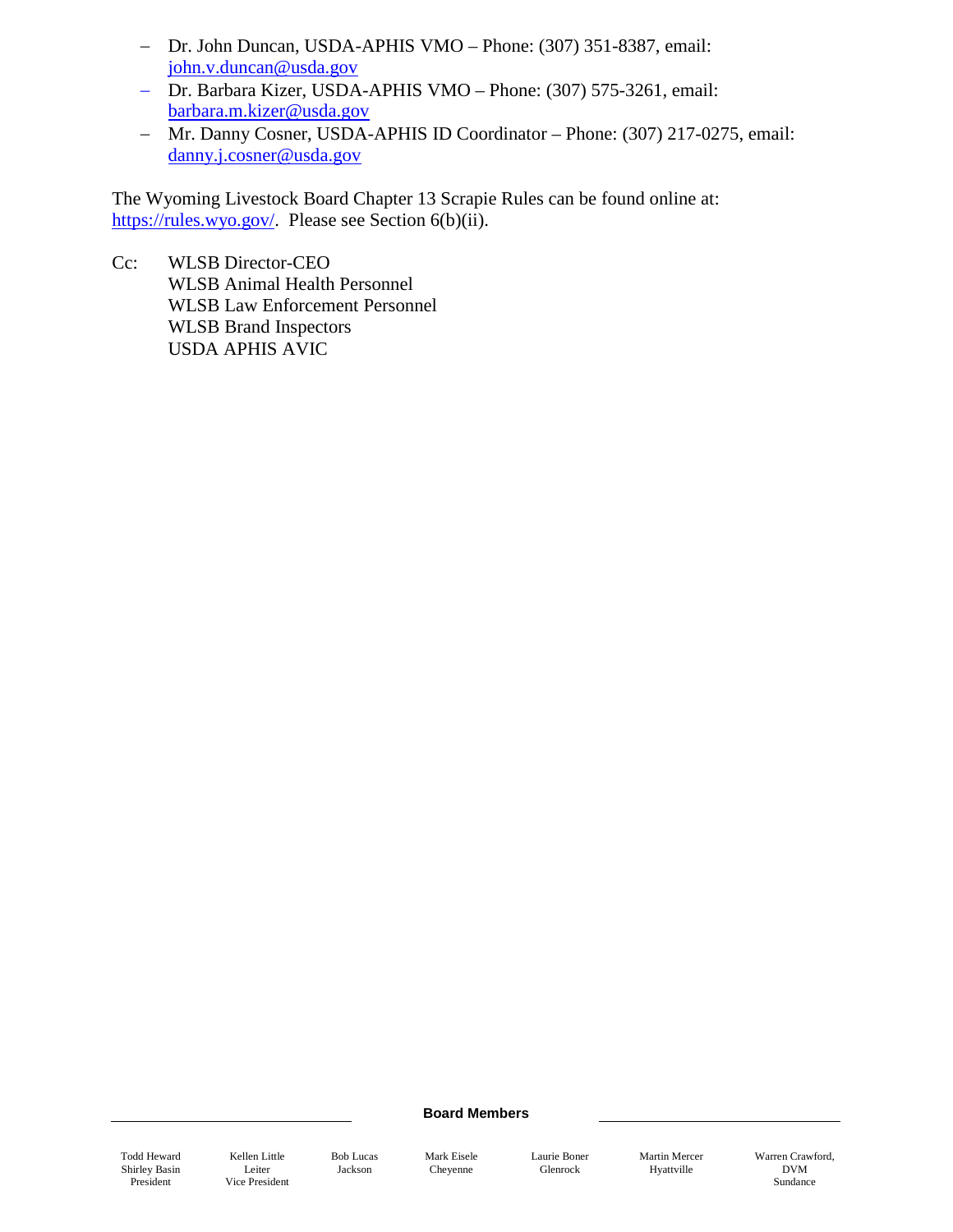- Dr. John Duncan, USDA-APHIS VMO – Phone: (307) 351-8387, email: john.v.duncan@usda.gov
- Dr. Barbara Kizer, USDA-APHIS VMO – Phone: (307) 575-3261, email: barbara.m.kizer@usda.gov
- Mr. Danny Cosner, USDA-APHIS ID Coordinator – Phone: (307) 217-0275, email: danny.j.cosner@usda.gov

The Wyoming Livestock Board Chapter 13 Scrapie Rules can be found online at: https://rules.wyo.gov/. Please see Section 6(b)(ii).

Cc: WLSB Director-CEO
WLSB Animal Health Personnel
WLSB Law Enforcement Personnel
WLSB Brand Inspectors
USDA APHIS AVIC

**Board Members**

| | | | | | | |
|---|---|---|---|---|---|---|
| Todd Heward<br>Shirley Basin<br>President | Kellen Little<br>Leiter<br>Vice President | Bob Lucas<br>Jackson | Mark Eisele<br>Cheyenne | Laurie Boner<br>Glenrock | Martin Mercer<br>Hyattville | Warren Crawford, DVM<br>Sundance |